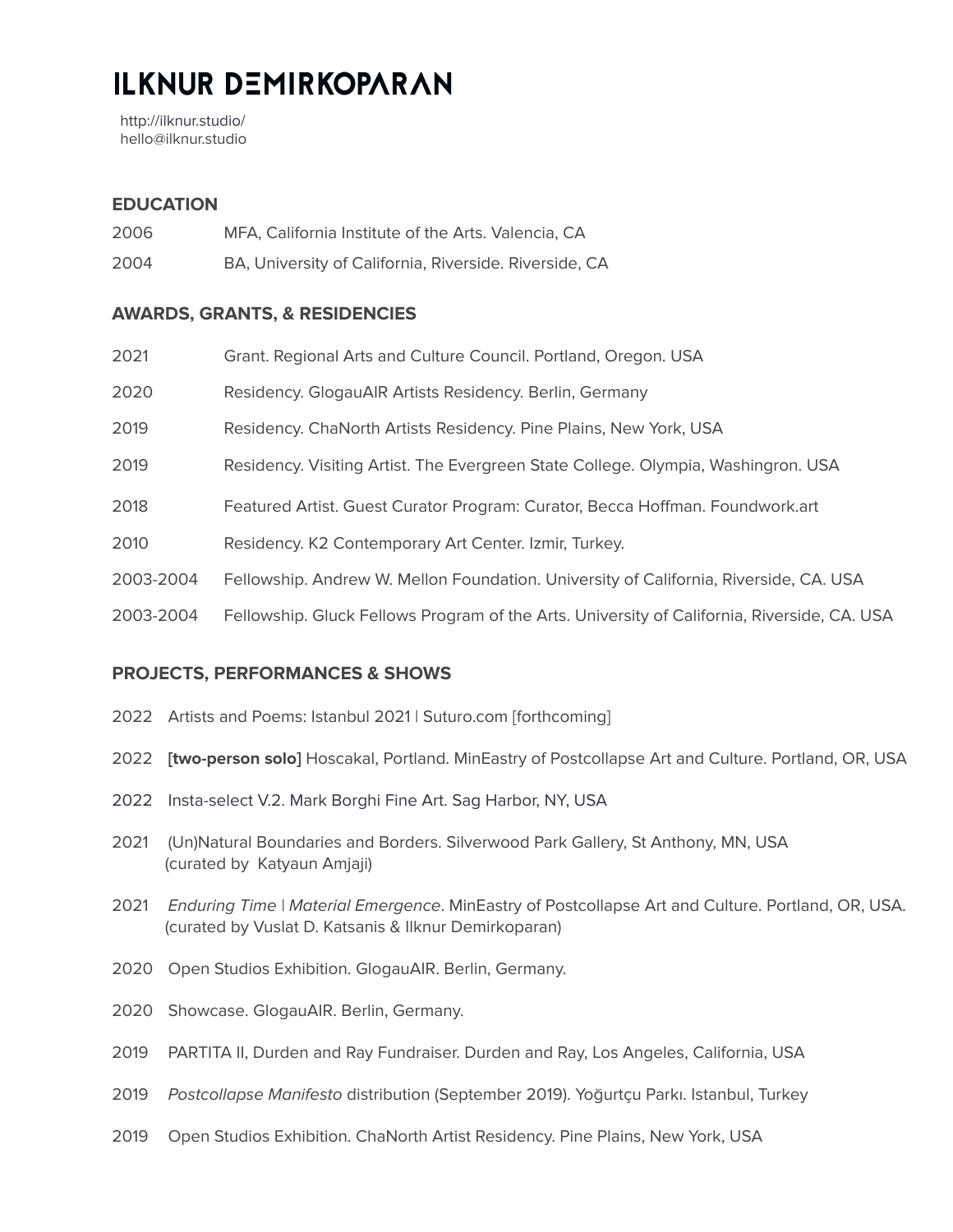# ILKNUR DEMIRKOPARAN

http://ilknur.studio/
hello@ilknur.studio

## EDUCATION

2006 MFA, California Institute of the Arts. Valencia, CA

2004 BA, University of California, Riverside. Riverside, CA

## AWARDS, GRANTS, & RESIDENCIES

2021 Grant. Regional Arts and Culture Council. Portland, Oregon. USA

2020 Residency. GlogauAIR Artists Residency. Berlin, Germany

2019 Residency. ChaNorth Artists Residency. Pine Plains, New York, USA

2019 Residency. Visiting Artist. The Evergreen State College. Olympia, Washingron. USA

2018 Featured Artist. Guest Curator Program: Curator, Becca Hoffman. Foundwork.art

2010 Residency. K2 Contemporary Art Center. Izmir, Turkey.

2003-2004 Fellowship. Andrew W. Mellon Foundation. University of California, Riverside, CA. USA

2003-2004 Fellowship. Gluck Fellows Program of the Arts. University of California, Riverside, CA. USA

## PROJECTS, PERFORMANCES & SHOWS

2022 Artists and Poems: Istanbul 2021 | Suturo.com [forthcoming]

2022 [**two-person solo**] Hoscakal, Portland. MinEastry of Postcollapse Art and Culture. Portland, OR, USA

2022 Insta-select V.2. Mark Borghi Fine Art. Sag Harbor, NY, USA

2021 (Un)Natural Boundaries and Borders. Silverwood Park Gallery, St Anthony, MN, USA (curated by Katyaun Amjaji)

2021 *Enduring Time* | *Material Emergence*. MinEastry of Postcollapse Art and Culture. Portland, OR, USA. (curated by Vuslat D. Katsanis & Ilknur Demirkoparan)

2020 Open Studios Exhibition. GlogauAIR. Berlin, Germany.

2020 Showcase. GlogauAIR. Berlin, Germany.

2019 PARTITA II, Durden and Ray Fundraiser. Durden and Ray, Los Angeles, California, USA

2019 *Postcollapse Manifesto* distribution (September 2019). Yoğurtçu Parkı. Istanbul, Turkey

2019 Open Studios Exhibition. ChaNorth Artist Residency. Pine Plains, New York, USA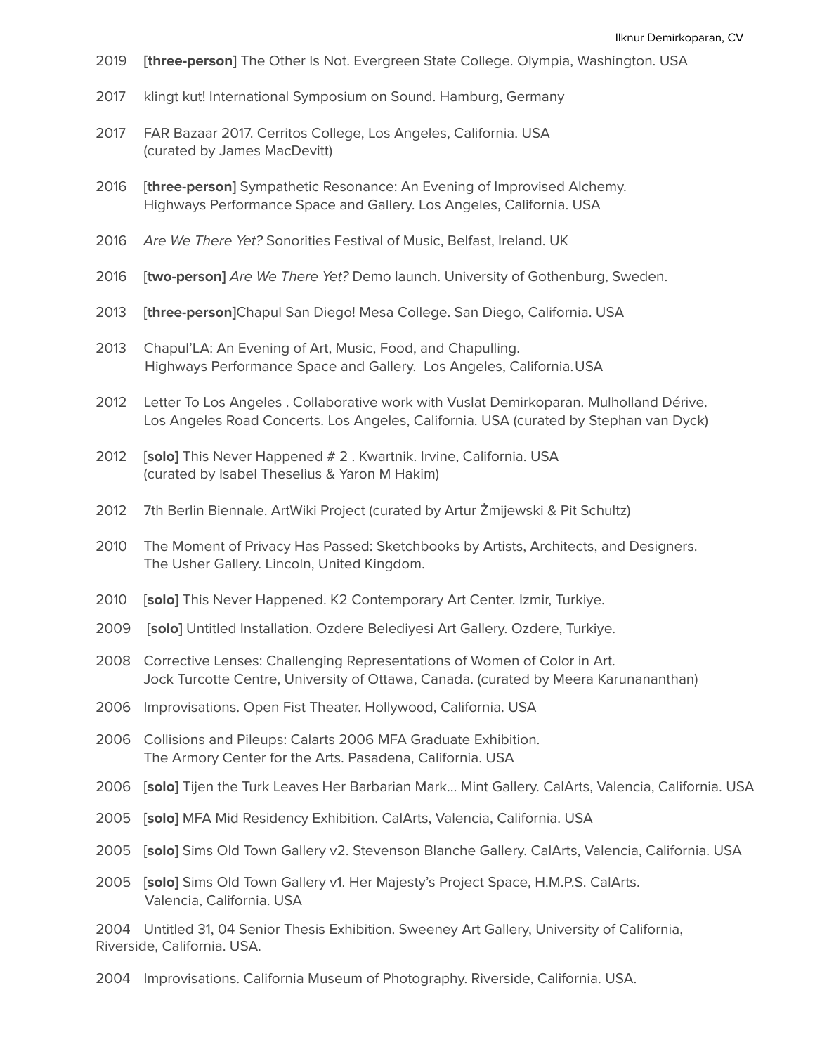2019 **[three-person]** The Other Is Not. Evergreen State College. Olympia, Washington. USA

2017 klingt kut! International Symposium on Sound. Hamburg, Germany

2017 FAR Bazaar 2017. Cerritos College, Los Angeles, California. USA
(curated by James MacDevitt)

2016 [**three-person]** Sympathetic Resonance: An Evening of Improvised Alchemy.
Highways Performance Space and Gallery. Los Angeles, California. USA

2016 *Are We There Yet?* Sonorities Festival of Music, Belfast, Ireland. UK

2016 [**two-person]** *Are We There Yet?* Demo launch. University of Gothenburg, Sweden.

2013 [**three-person]**Chapul San Diego! Mesa College. San Diego, California. USA

2013 Chapul'LA: An Evening of Art, Music, Food, and Chapulling.
Highways Performance Space and Gallery. Los Angeles, California.USA

2012 Letter To Los Angeles . Collaborative work with Vuslat Demirkoparan. Mulholland Dérive.
Los Angeles Road Concerts. Los Angeles, California. USA (curated by Stephan van Dyck)

2012 [**solo]** This Never Happened # 2 . Kwartnik. Irvine, California. USA
(curated by Isabel Theselius & Yaron M Hakim)

2012 7th Berlin Biennale. ArtWiki Project (curated by Artur Żmijewski & Pit Schultz)

2010 The Moment of Privacy Has Passed: Sketchbooks by Artists, Architects, and Designers.
The Usher Gallery. Lincoln, United Kingdom.

2010 [**solo]** This Never Happened. K2 Contemporary Art Center. Izmir, Turkiye.

2009 [**solo]** Untitled Installation. Ozdere Belediyesi Art Gallery. Ozdere, Turkiye.

2008 Corrective Lenses: Challenging Representations of Women of Color in Art.
Jock Turcotte Centre, University of Ottawa, Canada. (curated by Meera Karunananthan)

2006 Improvisations. Open Fist Theater. Hollywood, California. USA

2006 Collisions and Pileups: Calarts 2006 MFA Graduate Exhibition.
The Armory Center for the Arts. Pasadena, California. USA

2006 [**solo]** Tijen the Turk Leaves Her Barbarian Mark... Mint Gallery. CalArts, Valencia, California. USA

2005 [**solo]** MFA Mid Residency Exhibition. CalArts, Valencia, California. USA

2005 [**solo]** Sims Old Town Gallery v2. Stevenson Blanche Gallery. CalArts, Valencia, California. USA

2005 [**solo]** Sims Old Town Gallery v1. Her Majesty's Project Space, H.M.P.S. CalArts.
Valencia, California. USA

2004 Untitled 31, 04 Senior Thesis Exhibition. Sweeney Art Gallery, University of California, Riverside, California. USA.

2004 Improvisations. California Museum of Photography. Riverside, California. USA.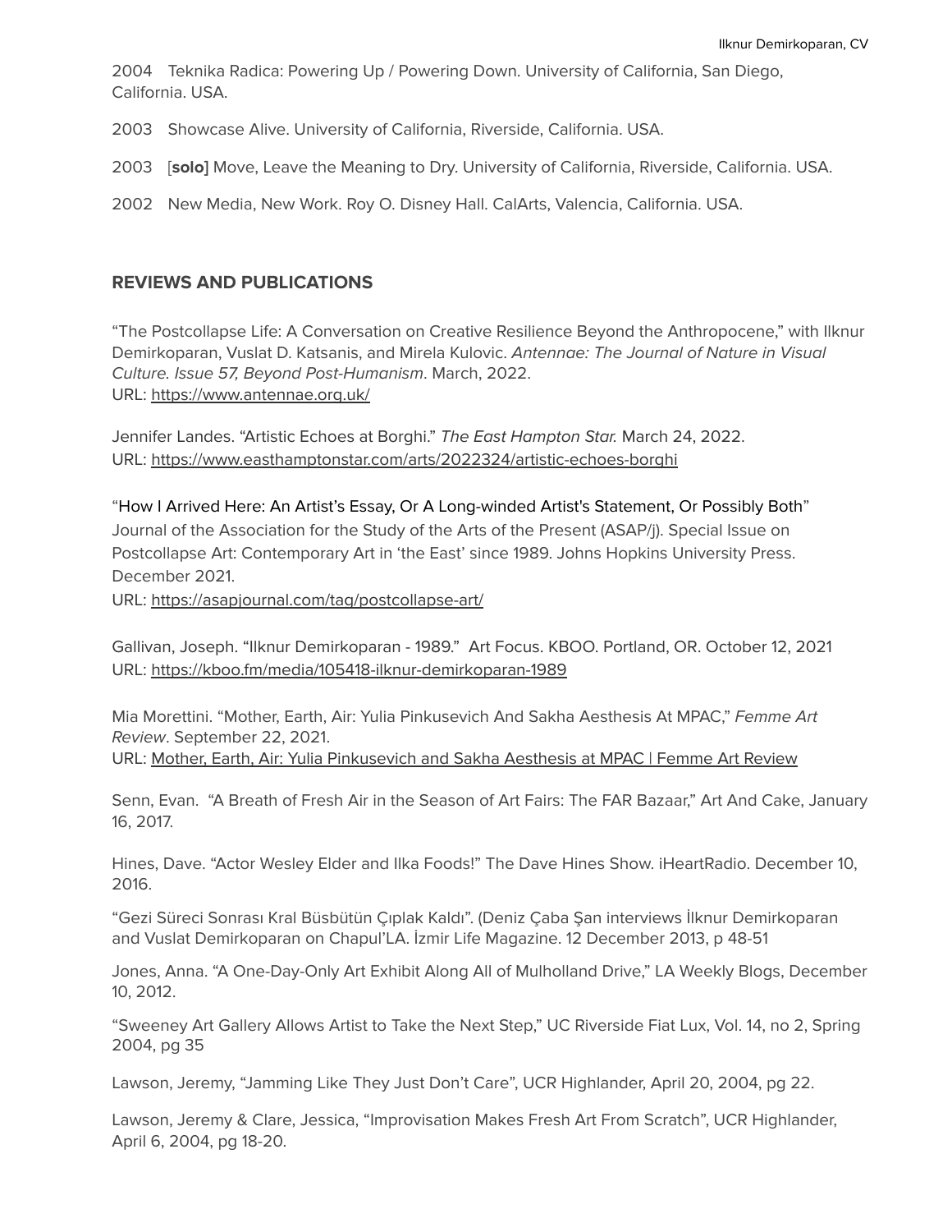2004 Teknika Radica: Powering Up / Powering Down. University of California, San Diego, California. USA.

2003 Showcase Alive. University of California, Riverside, California. USA.

2003 [**solo]** Move, Leave the Meaning to Dry. University of California, Riverside, California. USA.

2002 New Media, New Work. Roy O. Disney Hall. CalArts, Valencia, California. USA.

## REVIEWS AND PUBLICATIONS

“The Postcollapse Life: A Conversation on Creative Resilience Beyond the Anthropocene,” with Ilknur Demirkoparan, Vuslat D. Katsanis, and Mirela Kulovic. *Antennae: The Journal of Nature in Visual Culture. Issue 57, Beyond Post-Humanism*. March, 2022.
URL: https://www.antennae.org.uk/

Jennifer Landes. “Artistic Echoes at Borghi.” *The East Hampton Star.* March 24, 2022.
URL: https://www.easthamptonstar.com/arts/2022324/artistic-echoes-borghi

“How I Arrived Here: An Artist’s Essay, Or A Long-winded Artist's Statement, Or Possibly Both” Journal of the Association for the Study of the Arts of the Present (ASAP/j). Special Issue on Postcollapse Art: Contemporary Art in ‘the East’ since 1989. Johns Hopkins University Press. December 2021.
URL: https://asapjournal.com/tag/postcollapse-art/

Gallivan, Joseph. “Ilknur Demirkoparan - 1989.” Art Focus. KBOO. Portland, OR. October 12, 2021
URL: https://kboo.fm/media/105418-ilknur-demirkoparan-1989

Mia Morettini. “Mother, Earth, Air: Yulia Pinkusevich And Sakha Aesthesis At MPAC,” *Femme Art Review*. September 22, 2021.
URL: Mother, Earth, Air: Yulia Pinkusevich and Sakha Aesthesis at MPAC | Femme Art Review

Senn, Evan. “A Breath of Fresh Air in the Season of Art Fairs: The FAR Bazaar,” Art And Cake, January 16, 2017.

Hines, Dave. “Actor Wesley Elder and Ilka Foods!” The Dave Hines Show. iHeartRadio. December 10, 2016.

“Gezi Süreci Sonrası Kral Büsbütün Çıplak Kaldı”. (Deniz Çaba Şan interviews İlknur Demirkoparan and Vuslat Demirkoparan on Chapul’LA. İzmir Life Magazine. 12 December 2013, p 48-51

Jones, Anna. “A One-Day-Only Art Exhibit Along All of Mulholland Drive,” LA Weekly Blogs, December 10, 2012.

“Sweeney Art Gallery Allows Artist to Take the Next Step,” UC Riverside Fiat Lux, Vol. 14, no 2, Spring 2004, pg 35

Lawson, Jeremy, “Jamming Like They Just Don’t Care”, UCR Highlander, April 20, 2004, pg 22.

Lawson, Jeremy & Clare, Jessica, “Improvisation Makes Fresh Art From Scratch”, UCR Highlander, April 6, 2004, pg 18-20.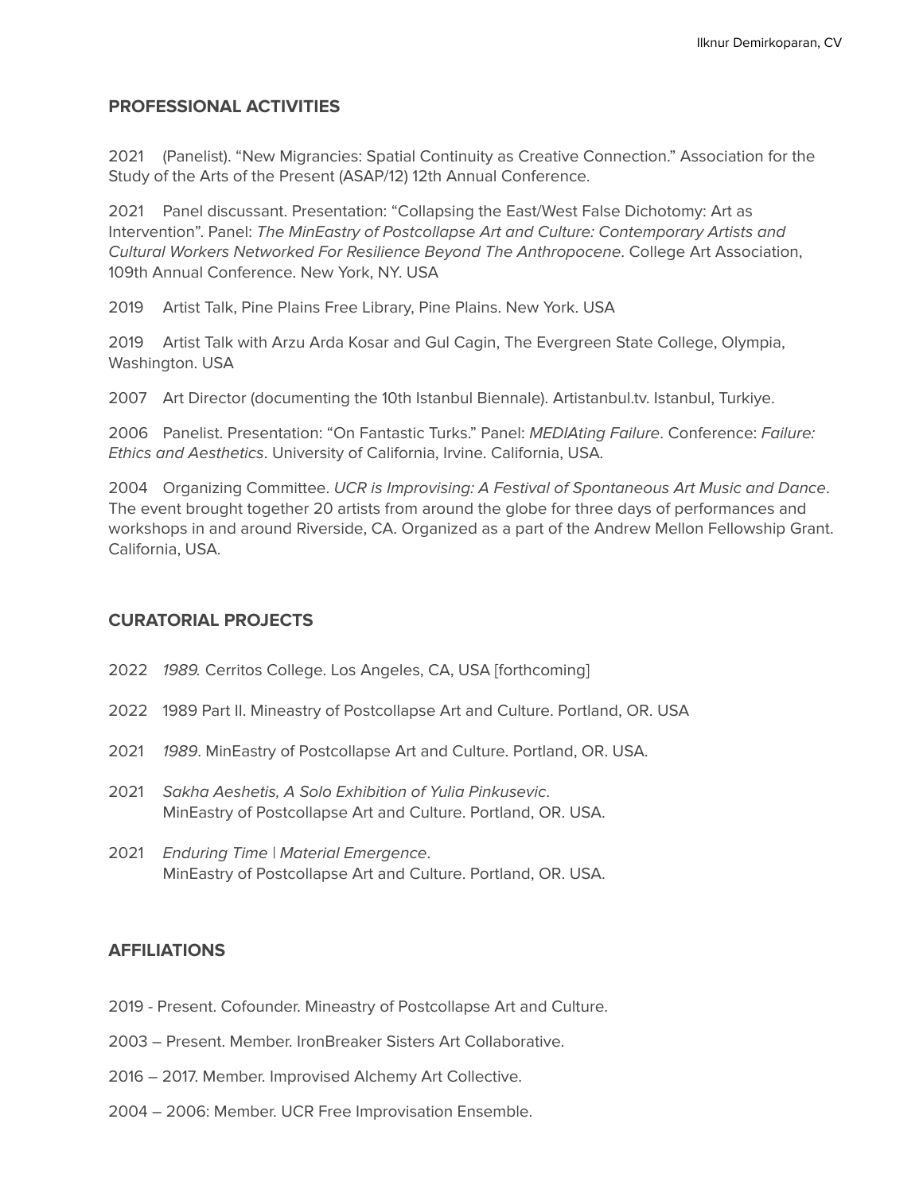## PROFESSIONAL ACTIVITIES

2021 (Panelist). "New Migrancies: Spatial Continuity as Creative Connection." Association for the Study of the Arts of the Present (ASAP/12) 12th Annual Conference.

2021 Panel discussant. Presentation: "Collapsing the East/West False Dichotomy: Art as Intervention". Panel: *The MinEastry of Postcollapse Art and Culture: Contemporary Artists and Cultural Workers Networked For Resilience Beyond The Anthropocene*. College Art Association, 109th Annual Conference. New York, NY. USA

2019 Artist Talk, Pine Plains Free Library, Pine Plains. New York. USA

2019 Artist Talk with Arzu Arda Kosar and Gul Cagin, The Evergreen State College, Olympia, Washington. USA

2007 Art Director (documenting the 10th Istanbul Biennale). Artistanbul.tv. Istanbul, Turkiye.

2006 Panelist. Presentation: "On Fantastic Turks." Panel: *MEDIAting Failure*. Conference: *Failure: Ethics and Aesthetics*. University of California, Irvine. California, USA.

2004 Organizing Committee. *UCR is Improvising: A Festival of Spontaneous Art Music and Dance*. The event brought together 20 artists from around the globe for three days of performances and workshops in and around Riverside, CA. Organized as a part of the Andrew Mellon Fellowship Grant. California, USA.

## CURATORIAL PROJECTS

2022 *1989*. Cerritos College. Los Angeles, CA, USA [forthcoming]

2022 1989 Part II. Mineastry of Postcollapse Art and Culture. Portland, OR. USA

2021 *1989*. MinEastry of Postcollapse Art and Culture. Portland, OR. USA.

2021 *Sakha Aeshetis, A Solo Exhibition of Yulia Pinkusevic*.
MinEastry of Postcollapse Art and Culture. Portland, OR. USA.

2021 *Enduring Time | Material Emergence*.
MinEastry of Postcollapse Art and Culture. Portland, OR. USA.

## AFFILIATIONS

2019 - Present. Cofounder. Mineastry of Postcollapse Art and Culture.

2003 – Present. Member. IronBreaker Sisters Art Collaborative.

2016 – 2017. Member. Improvised Alchemy Art Collective.

2004 – 2006: Member. UCR Free Improvisation Ensemble.